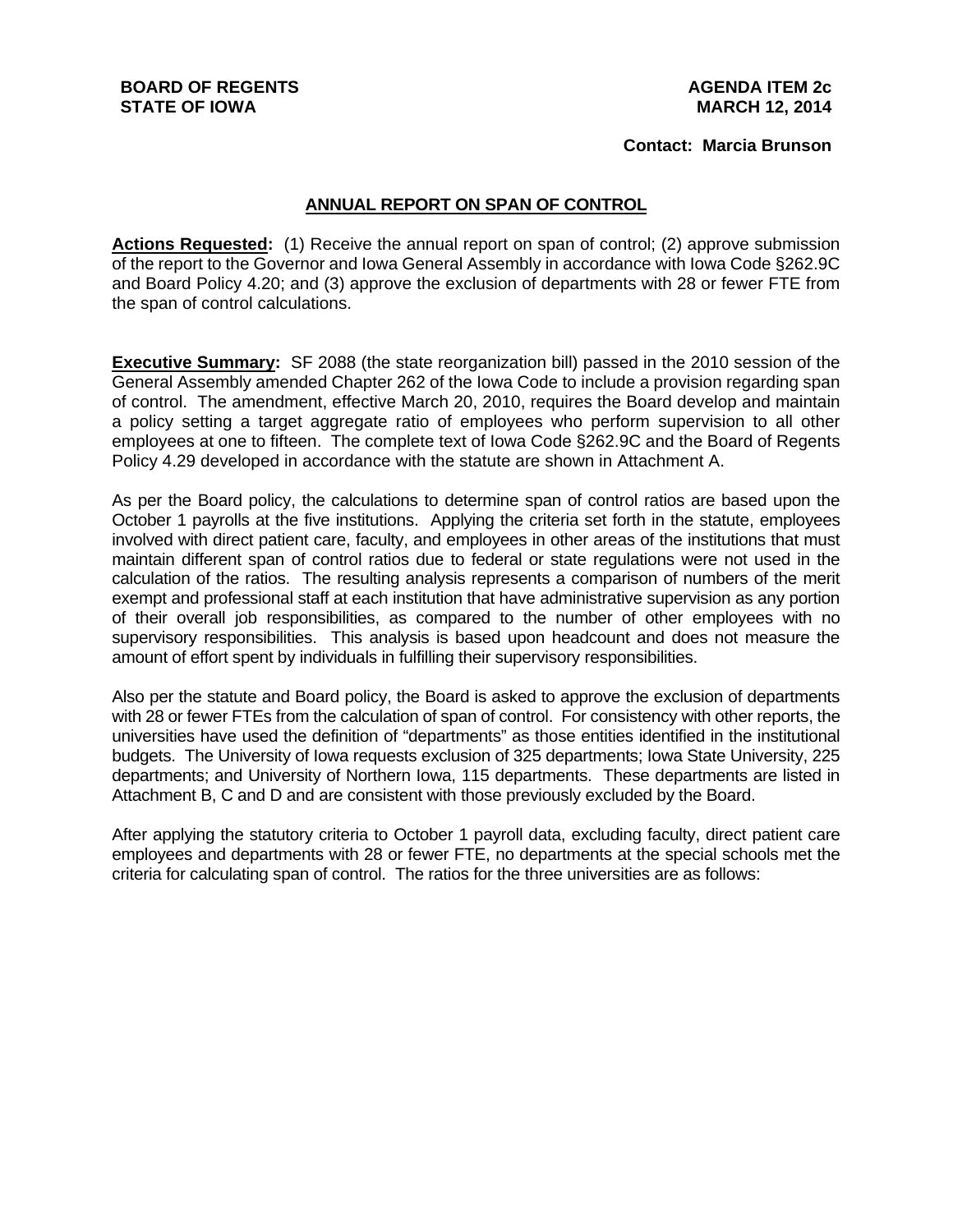**BOARD OF REGENTS**
**STATE OF IOWA**

**AGENDA ITEM 2c**
**MARCH 12, 2014**

**Contact: Marcia Brunson**

## ANNUAL REPORT ON SPAN OF CONTROL

**Actions Requested:** (1) Receive the annual report on span of control; (2) approve submission of the report to the Governor and Iowa General Assembly in accordance with Iowa Code §262.9C and Board Policy 4.20; and (3) approve the exclusion of departments with 28 or fewer FTE from the span of control calculations.

**Executive Summary:** SF 2088 (the state reorganization bill) passed in the 2010 session of the General Assembly amended Chapter 262 of the Iowa Code to include a provision regarding span of control. The amendment, effective March 20, 2010, requires the Board develop and maintain a policy setting a target aggregate ratio of employees who perform supervision to all other employees at one to fifteen. The complete text of Iowa Code §262.9C and the Board of Regents Policy 4.29 developed in accordance with the statute are shown in Attachment A.

As per the Board policy, the calculations to determine span of control ratios are based upon the October 1 payrolls at the five institutions. Applying the criteria set forth in the statute, employees involved with direct patient care, faculty, and employees in other areas of the institutions that must maintain different span of control ratios due to federal or state regulations were not used in the calculation of the ratios. The resulting analysis represents a comparison of numbers of the merit exempt and professional staff at each institution that have administrative supervision as any portion of their overall job responsibilities, as compared to the number of other employees with no supervisory responsibilities. This analysis is based upon headcount and does not measure the amount of effort spent by individuals in fulfilling their supervisory responsibilities.

Also per the statute and Board policy, the Board is asked to approve the exclusion of departments with 28 or fewer FTEs from the calculation of span of control. For consistency with other reports, the universities have used the definition of "departments" as those entities identified in the institutional budgets. The University of Iowa requests exclusion of 325 departments; Iowa State University, 225 departments; and University of Northern Iowa, 115 departments. These departments are listed in Attachment B, C and D and are consistent with those previously excluded by the Board.

After applying the statutory criteria to October 1 payroll data, excluding faculty, direct patient care employees and departments with 28 or fewer FTE, no departments at the special schools met the criteria for calculating span of control. The ratios for the three universities are as follows: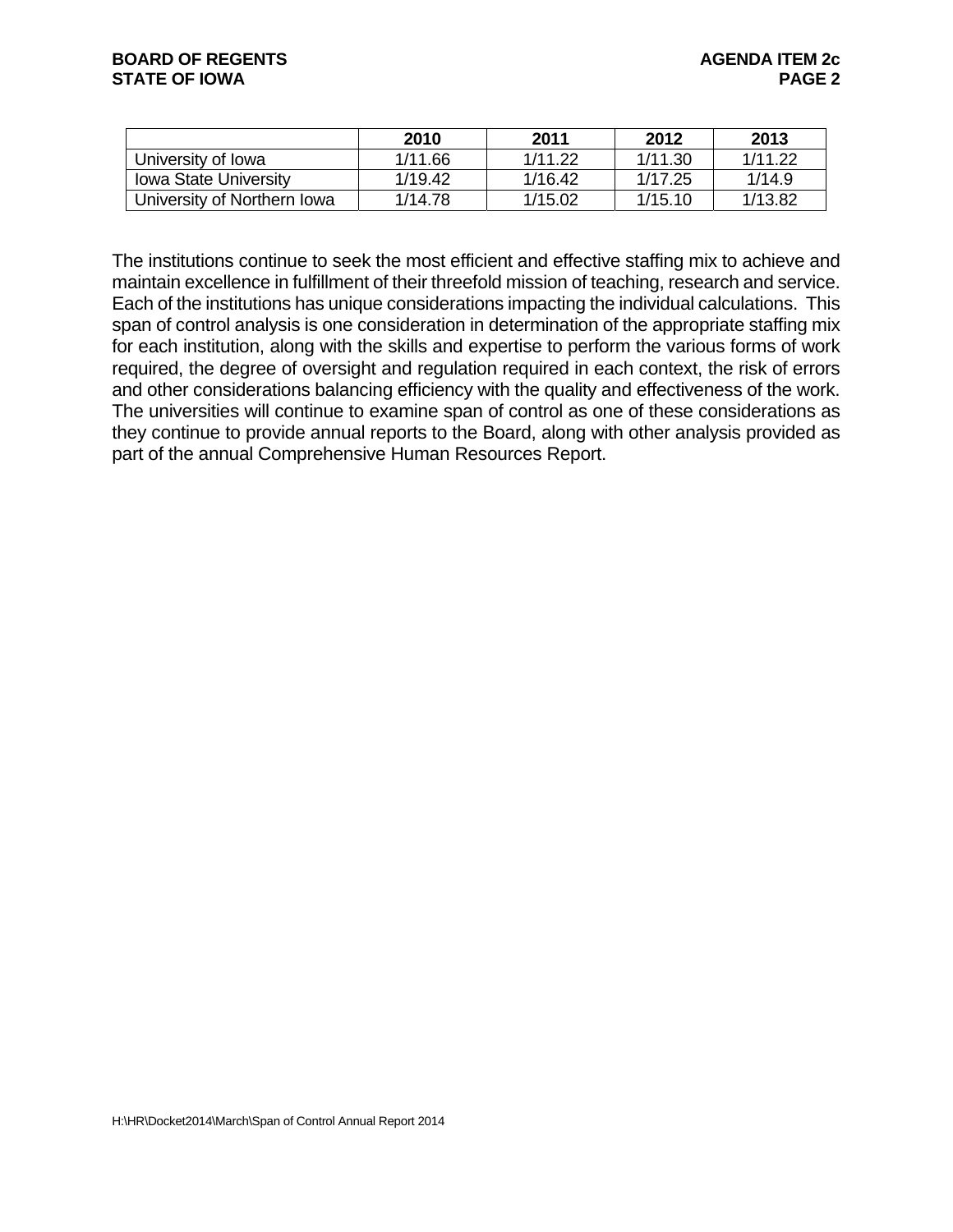| | 2010 | 2011 | 2012 | 2013 |
|---|---|---|---|---|
| University of Iowa | 1/11.66 | 1/11.22 | 1/11.30 | 1/11.22 |
| Iowa State University | 1/19.42 | 1/16.42 | 1/17.25 | 1/14.9 |
| University of Northern Iowa | 1/14.78 | 1/15.02 | 1/15.10 | 1/13.82 |

The institutions continue to seek the most efficient and effective staffing mix to achieve and maintain excellence in fulfillment of their threefold mission of teaching, research and service. Each of the institutions has unique considerations impacting the individual calculations. This span of control analysis is one consideration in determination of the appropriate staffing mix for each institution, along with the skills and expertise to perform the various forms of work required, the degree of oversight and regulation required in each context, the risk of errors and other considerations balancing efficiency with the quality and effectiveness of the work. The universities will continue to examine span of control as one of these considerations as they continue to provide annual reports to the Board, along with other analysis provided as part of the annual Comprehensive Human Resources Report.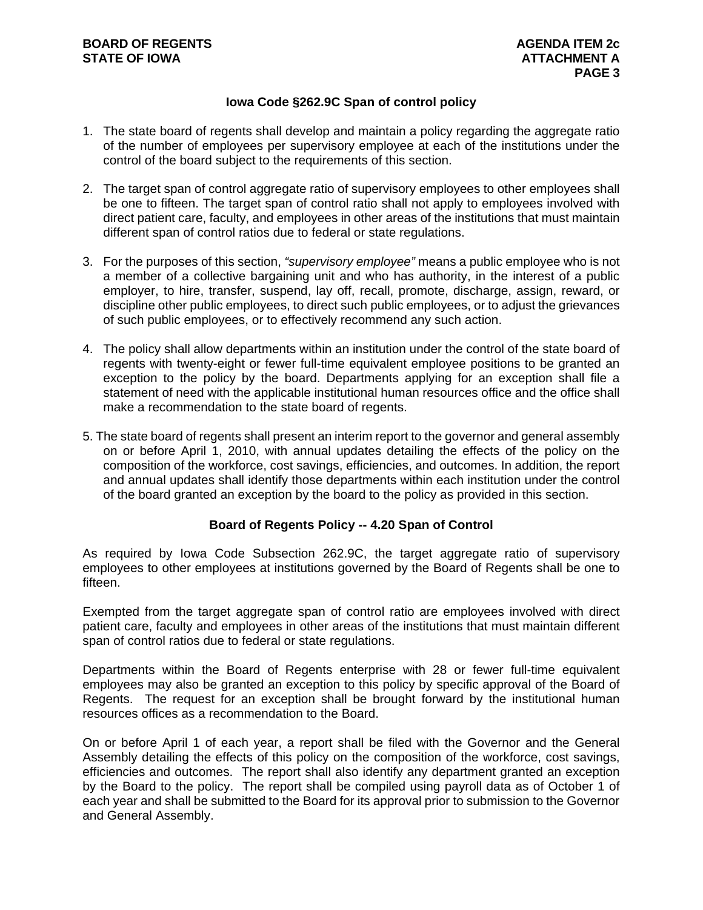## Iowa Code §262.9C Span of control policy

1. The state board of regents shall develop and maintain a policy regarding the aggregate ratio of the number of employees per supervisory employee at each of the institutions under the control of the board subject to the requirements of this section.

2. The target span of control aggregate ratio of supervisory employees to other employees shall be one to fifteen. The target span of control ratio shall not apply to employees involved with direct patient care, faculty, and employees in other areas of the institutions that must maintain different span of control ratios due to federal or state regulations.

3. For the purposes of this section, *"supervisory employee"* means a public employee who is not a member of a collective bargaining unit and who has authority, in the interest of a public employer, to hire, transfer, suspend, lay off, recall, promote, discharge, assign, reward, or discipline other public employees, to direct such public employees, or to adjust the grievances of such public employees, or to effectively recommend any such action.

4. The policy shall allow departments within an institution under the control of the state board of regents with twenty-eight or fewer full-time equivalent employee positions to be granted an exception to the policy by the board. Departments applying for an exception shall file a statement of need with the applicable institutional human resources office and the office shall make a recommendation to the state board of regents.

5. The state board of regents shall present an interim report to the governor and general assembly on or before April 1, 2010, with annual updates detailing the effects of the policy on the composition of the workforce, cost savings, efficiencies, and outcomes. In addition, the report and annual updates shall identify those departments within each institution under the control of the board granted an exception by the board to the policy as provided in this section.

## Board of Regents Policy -- 4.20 Span of Control

As required by Iowa Code Subsection 262.9C, the target aggregate ratio of supervisory employees to other employees at institutions governed by the Board of Regents shall be one to fifteen.

Exempted from the target aggregate span of control ratio are employees involved with direct patient care, faculty and employees in other areas of the institutions that must maintain different span of control ratios due to federal or state regulations.

Departments within the Board of Regents enterprise with 28 or fewer full-time equivalent employees may also be granted an exception to this policy by specific approval of the Board of Regents. The request for an exception shall be brought forward by the institutional human resources offices as a recommendation to the Board.

On or before April 1 of each year, a report shall be filed with the Governor and the General Assembly detailing the effects of this policy on the composition of the workforce, cost savings, efficiencies and outcomes. The report shall also identify any department granted an exception by the Board to the policy. The report shall be compiled using payroll data as of October 1 of each year and shall be submitted to the Board for its approval prior to submission to the Governor and General Assembly.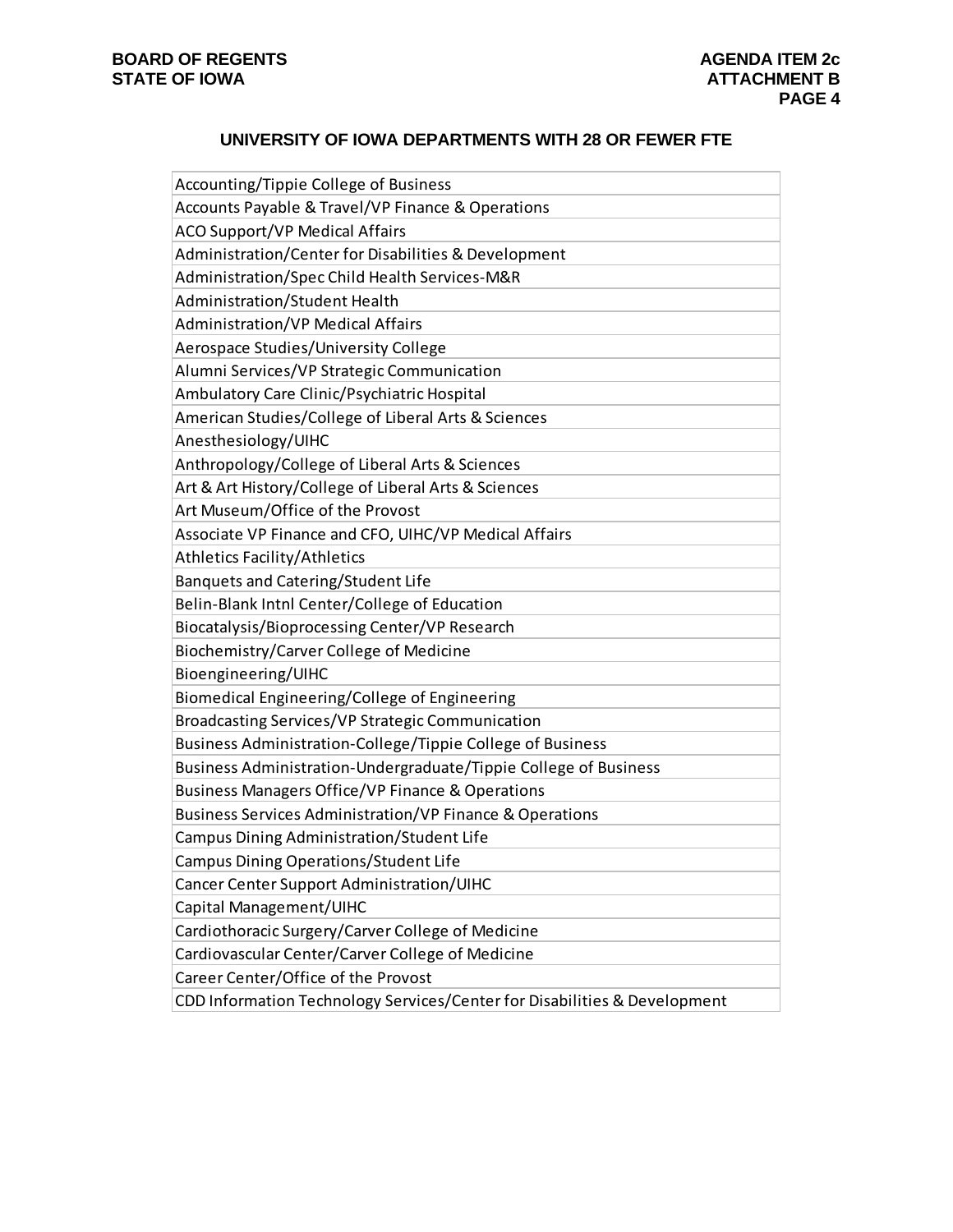## UNIVERSITY OF IOWA DEPARTMENTS WITH 28 OR FEWER FTE

| |
|---|
| Accounting/Tippie College of Business |
| Accounts Payable & Travel/VP Finance & Operations |
| ACO Support/VP Medical Affairs |
| Administration/Center for Disabilities & Development |
| Administration/Spec Child Health Services-M&R |
| Administration/Student Health |
| Administration/VP Medical Affairs |
| Aerospace Studies/University College |
| Alumni Services/VP Strategic Communication |
| Ambulatory Care Clinic/Psychiatric Hospital |
| American Studies/College of Liberal Arts & Sciences |
| Anesthesiology/UIHC |
| Anthropology/College of Liberal Arts & Sciences |
| Art & Art History/College of Liberal Arts & Sciences |
| Art Museum/Office of the Provost |
| Associate VP Finance and CFO, UIHC/VP Medical Affairs |
| Athletics Facility/Athletics |
| Banquets and Catering/Student Life |
| Belin-Blank Intnl Center/College of Education |
| Biocatalysis/Bioprocessing Center/VP Research |
| Biochemistry/Carver College of Medicine |
| Bioengineering/UIHC |
| Biomedical Engineering/College of Engineering |
| Broadcasting Services/VP Strategic Communication |
| Business Administration-College/Tippie College of Business |
| Business Administration-Undergraduate/Tippie College of Business |
| Business Managers Office/VP Finance & Operations |
| Business Services Administration/VP Finance & Operations |
| Campus Dining Administration/Student Life |
| Campus Dining Operations/Student Life |
| Cancer Center Support Administration/UIHC |
| Capital Management/UIHC |
| Cardiothoracic Surgery/Carver College of Medicine |
| Cardiovascular Center/Carver College of Medicine |
| Career Center/Office of the Provost |
| CDD Information Technology Services/Center for Disabilities & Development |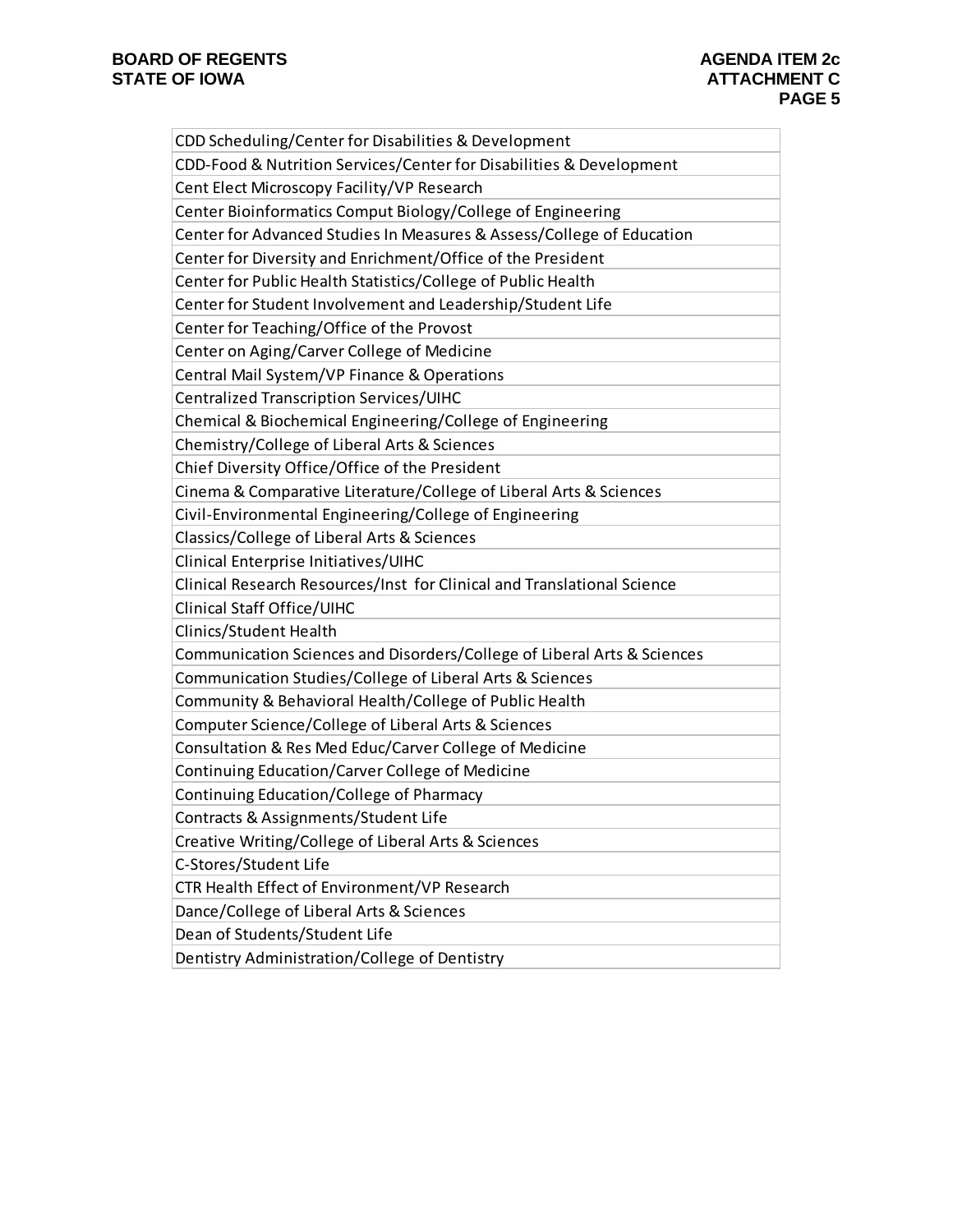| CDD Scheduling/Center for Disabilities & Development |
|---|
| CDD-Food & Nutrition Services/Center for Disabilities & Development |
| Cent Elect Microscopy Facility/VP Research |
| Center Bioinformatics Comput Biology/College of Engineering |
| Center for Advanced Studies In Measures & Assess/College of Education |
| Center for Diversity and Enrichment/Office of the President |
| Center for Public Health Statistics/College of Public Health |
| Center for Student Involvement and Leadership/Student Life |
| Center for Teaching/Office of the Provost |
| Center on Aging/Carver College of Medicine |
| Central Mail System/VP Finance & Operations |
| Centralized Transcription Services/UIHC |
| Chemical & Biochemical Engineering/College of Engineering |
| Chemistry/College of Liberal Arts & Sciences |
| Chief Diversity Office/Office of the President |
| Cinema & Comparative Literature/College of Liberal Arts & Sciences |
| Civil-Environmental Engineering/College of Engineering |
| Classics/College of Liberal Arts & Sciences |
| Clinical Enterprise Initiatives/UIHC |
| Clinical Research Resources/Inst for Clinical and Translational Science |
| Clinical Staff Office/UIHC |
| Clinics/Student Health |
| Communication Sciences and Disorders/College of Liberal Arts & Sciences |
| Communication Studies/College of Liberal Arts & Sciences |
| Community & Behavioral Health/College of Public Health |
| Computer Science/College of Liberal Arts & Sciences |
| Consultation & Res Med Educ/Carver College of Medicine |
| Continuing Education/Carver College of Medicine |
| Continuing Education/College of Pharmacy |
| Contracts & Assignments/Student Life |
| Creative Writing/College of Liberal Arts & Sciences |
| C-Stores/Student Life |
| CTR Health Effect of Environment/VP Research |
| Dance/College of Liberal Arts & Sciences |
| Dean of Students/Student Life |
| Dentistry Administration/College of Dentistry |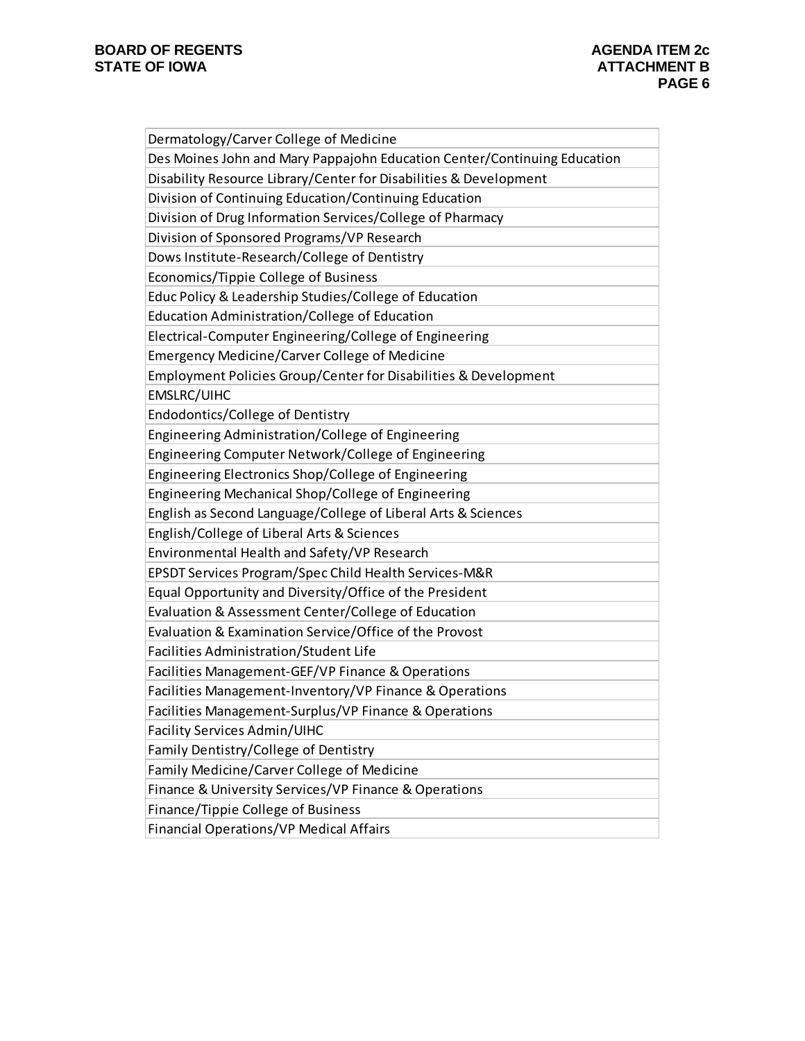| Dermatology/Carver College of Medicine |
| --- |
| Des Moines John and Mary Pappajohn Education Center/Continuing Education |
| Disability Resource Library/Center for Disabilities & Development |
| Division of Continuing Education/Continuing Education |
| Division of Drug Information Services/College of Pharmacy |
| Division of Sponsored Programs/VP Research |
| Dows Institute-Research/College of Dentistry |
| Economics/Tippie College of Business |
| Educ Policy & Leadership Studies/College of Education |
| Education Administration/College of Education |
| Electrical-Computer Engineering/College of Engineering |
| Emergency Medicine/Carver College of Medicine |
| Employment Policies Group/Center for Disabilities & Development |
| EMSLRC/UIHC |
| Endodontics/College of Dentistry |
| Engineering Administration/College of Engineering |
| Engineering Computer Network/College of Engineering |
| Engineering Electronics Shop/College of Engineering |
| Engineering Mechanical Shop/College of Engineering |
| English as Second Language/College of Liberal Arts & Sciences |
| English/College of Liberal Arts & Sciences |
| Environmental Health and Safety/VP Research |
| EPSDT Services Program/Spec Child Health Services-M&R |
| Equal Opportunity and Diversity/Office of the President |
| Evaluation & Assessment Center/College of Education |
| Evaluation & Examination Service/Office of the Provost |
| Facilities Administration/Student Life |
| Facilities Management-GEF/VP Finance & Operations |
| Facilities Management-Inventory/VP Finance & Operations |
| Facilities Management-Surplus/VP Finance & Operations |
| Facility Services Admin/UIHC |
| Family Dentistry/College of Dentistry |
| Family Medicine/Carver College of Medicine |
| Finance & University Services/VP Finance & Operations |
| Finance/Tippie College of Business |
| Financial Operations/VP Medical Affairs |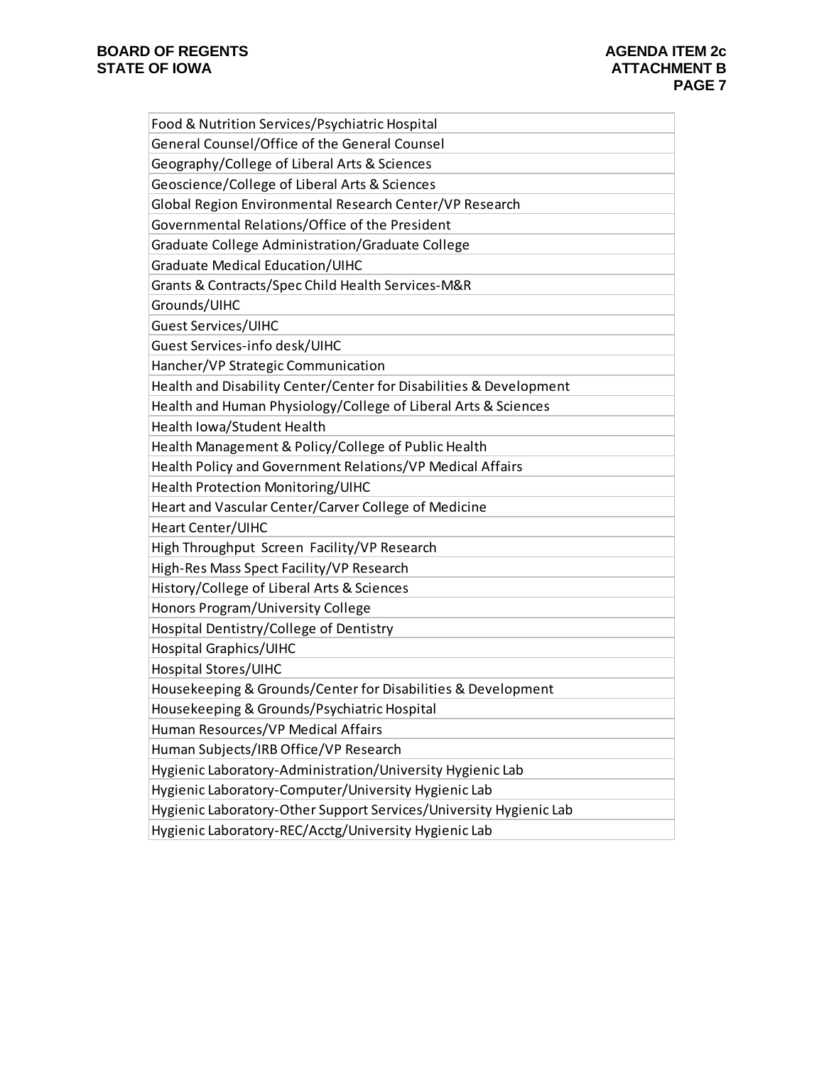| Food & Nutrition Services/Psychiatric Hospital |
|---|
| General Counsel/Office of the General Counsel |
| Geography/College of Liberal Arts & Sciences |
| Geoscience/College of Liberal Arts & Sciences |
| Global Region Environmental Research Center/VP Research |
| Governmental Relations/Office of the President |
| Graduate College Administration/Graduate College |
| Graduate Medical Education/UIHC |
| Grants & Contracts/Spec Child Health Services-M&R |
| Grounds/UIHC |
| Guest Services/UIHC |
| Guest Services-info desk/UIHC |
| Hancher/VP Strategic Communication |
| Health and Disability Center/Center for Disabilities & Development |
| Health and Human Physiology/College of Liberal Arts & Sciences |
| Health Iowa/Student Health |
| Health Management & Policy/College of Public Health |
| Health Policy and Government Relations/VP Medical Affairs |
| Health Protection Monitoring/UIHC |
| Heart and Vascular Center/Carver College of Medicine |
| Heart Center/UIHC |
| High Throughput Screen Facility/VP Research |
| High-Res Mass Spect Facility/VP Research |
| History/College of Liberal Arts & Sciences |
| Honors Program/University College |
| Hospital Dentistry/College of Dentistry |
| Hospital Graphics/UIHC |
| Hospital Stores/UIHC |
| Housekeeping & Grounds/Center for Disabilities & Development |
| Housekeeping & Grounds/Psychiatric Hospital |
| Human Resources/VP Medical Affairs |
| Human Subjects/IRB Office/VP Research |
| Hygienic Laboratory-Administration/University Hygienic Lab |
| Hygienic Laboratory-Computer/University Hygienic Lab |
| Hygienic Laboratory-Other Support Services/University Hygienic Lab |
| Hygienic Laboratory-REC/Acctg/University Hygienic Lab |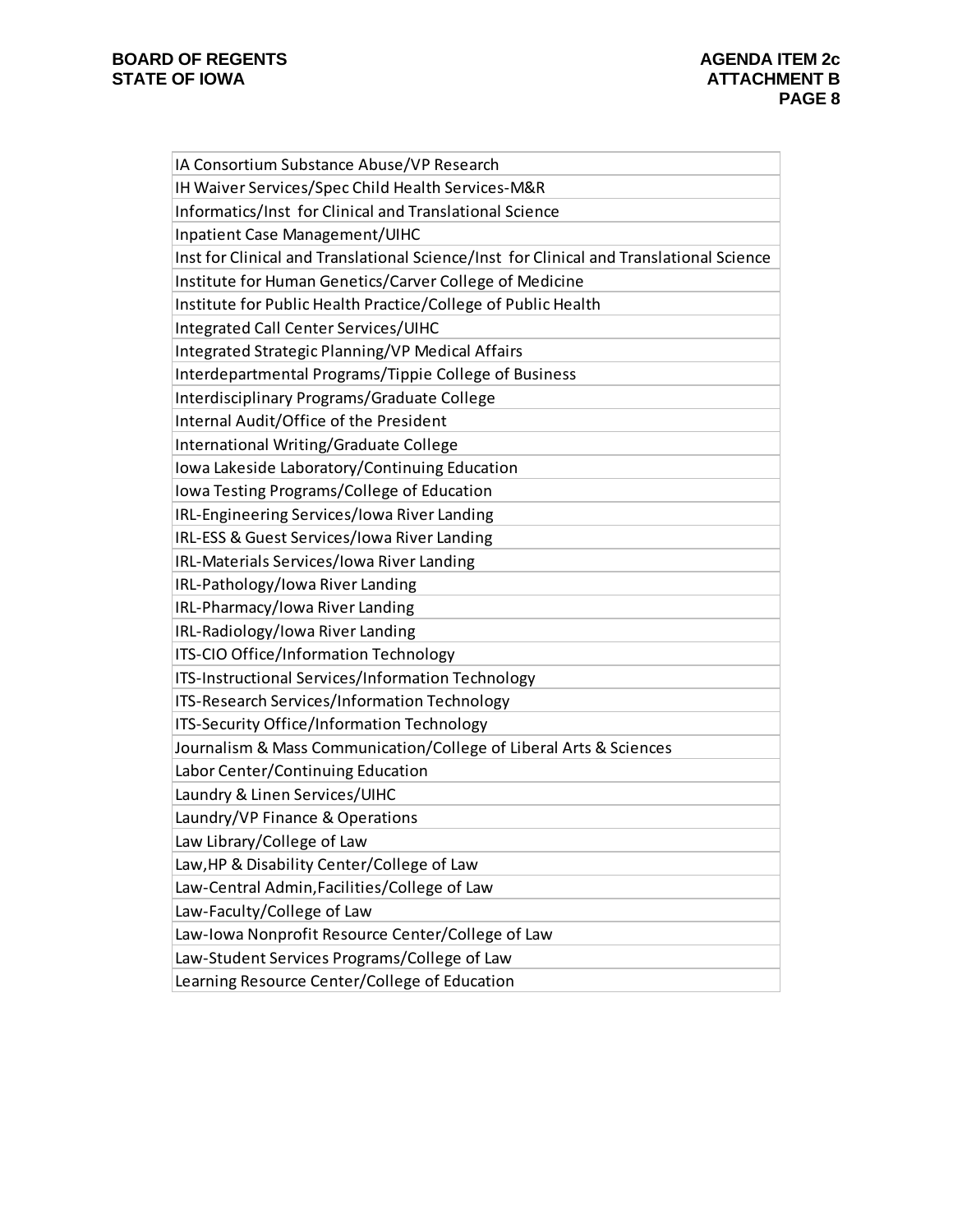| |
|---|
| IA Consortium Substance Abuse/VP Research |
| IH Waiver Services/Spec Child Health Services-M&R |
| Informatics/Inst for Clinical and Translational Science |
| Inpatient Case Management/UIHC |
| Inst for Clinical and Translational Science/Inst for Clinical and Translational Science |
| Institute for Human Genetics/Carver College of Medicine |
| Institute for Public Health Practice/College of Public Health |
| Integrated Call Center Services/UIHC |
| Integrated Strategic Planning/VP Medical Affairs |
| Interdepartmental Programs/Tippie College of Business |
| Interdisciplinary Programs/Graduate College |
| Internal Audit/Office of the President |
| International Writing/Graduate College |
| Iowa Lakeside Laboratory/Continuing Education |
| Iowa Testing Programs/College of Education |
| IRL-Engineering Services/Iowa River Landing |
| IRL-ESS & Guest Services/Iowa River Landing |
| IRL-Materials Services/Iowa River Landing |
| IRL-Pathology/Iowa River Landing |
| IRL-Pharmacy/Iowa River Landing |
| IRL-Radiology/Iowa River Landing |
| ITS-CIO Office/Information Technology |
| ITS-Instructional Services/Information Technology |
| ITS-Research Services/Information Technology |
| ITS-Security Office/Information Technology |
| Journalism & Mass Communication/College of Liberal Arts & Sciences |
| Labor Center/Continuing Education |
| Laundry & Linen Services/UIHC |
| Laundry/VP Finance & Operations |
| Law Library/College of Law |
| Law,HP & Disability Center/College of Law |
| Law-Central Admin,Facilities/College of Law |
| Law-Faculty/College of Law |
| Law-Iowa Nonprofit Resource Center/College of Law |
| Law-Student Services Programs/College of Law |
| Learning Resource Center/College of Education |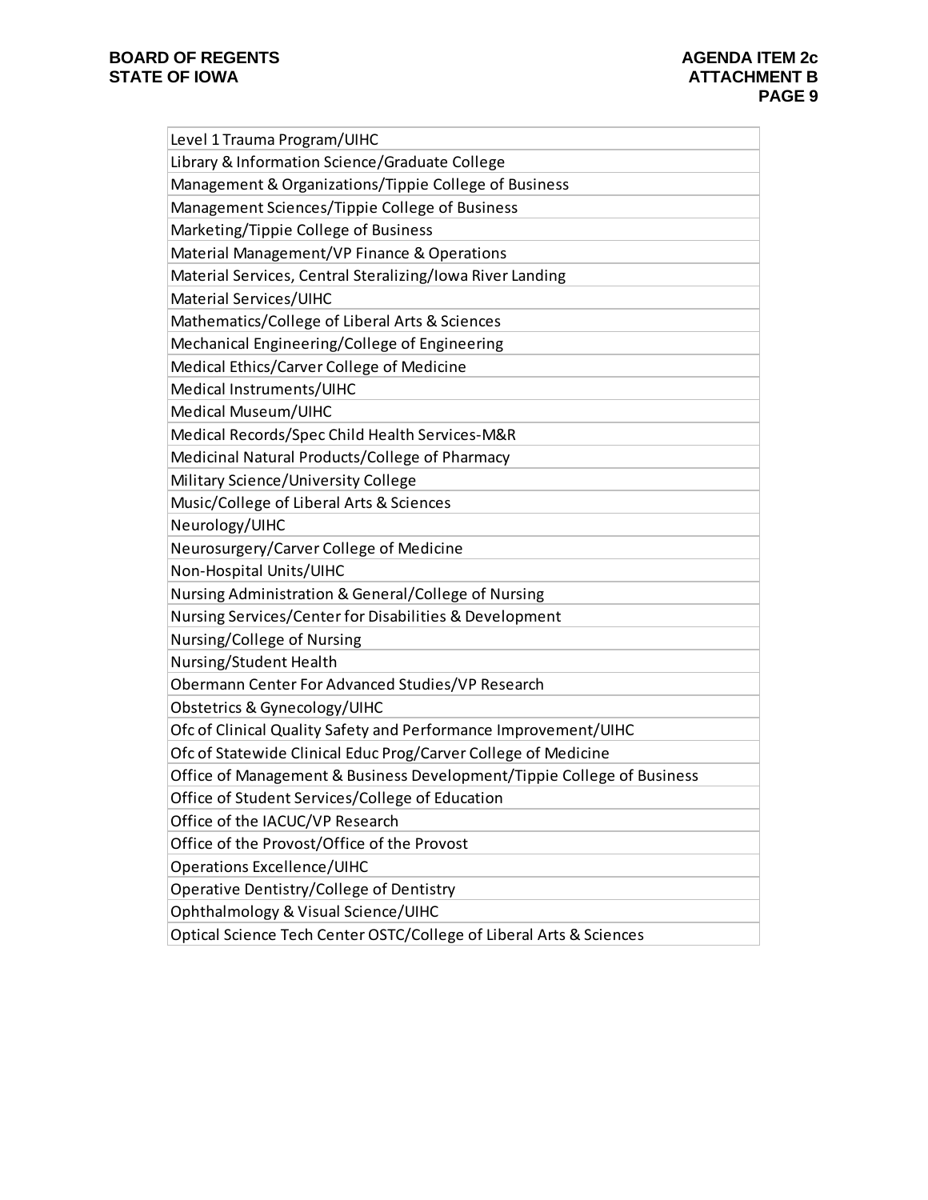| Level 1 Trauma Program/UIHC |
|---|
| Library & Information Science/Graduate College |
| Management & Organizations/Tippie College of Business |
| Management Sciences/Tippie College of Business |
| Marketing/Tippie College of Business |
| Material Management/VP Finance & Operations |
| Material Services, Central Steralizing/Iowa River Landing |
| Material Services/UIHC |
| Mathematics/College of Liberal Arts & Sciences |
| Mechanical Engineering/College of Engineering |
| Medical Ethics/Carver College of Medicine |
| Medical Instruments/UIHC |
| Medical Museum/UIHC |
| Medical Records/Spec Child Health Services-M&R |
| Medicinal Natural Products/College of Pharmacy |
| Military Science/University College |
| Music/College of Liberal Arts & Sciences |
| Neurology/UIHC |
| Neurosurgery/Carver College of Medicine |
| Non-Hospital Units/UIHC |
| Nursing Administration & General/College of Nursing |
| Nursing Services/Center for Disabilities & Development |
| Nursing/College of Nursing |
| Nursing/Student Health |
| Obermann Center For Advanced Studies/VP Research |
| Obstetrics & Gynecology/UIHC |
| Ofc of Clinical Quality Safety and Performance Improvement/UIHC |
| Ofc of Statewide Clinical Educ Prog/Carver College of Medicine |
| Office of Management & Business Development/Tippie College of Business |
| Office of Student Services/College of Education |
| Office of the IACUC/VP Research |
| Office of the Provost/Office of the Provost |
| Operations Excellence/UIHC |
| Operative Dentistry/College of Dentistry |
| Ophthalmology & Visual Science/UIHC |
| Optical Science Tech Center OSTC/College of Liberal Arts & Sciences |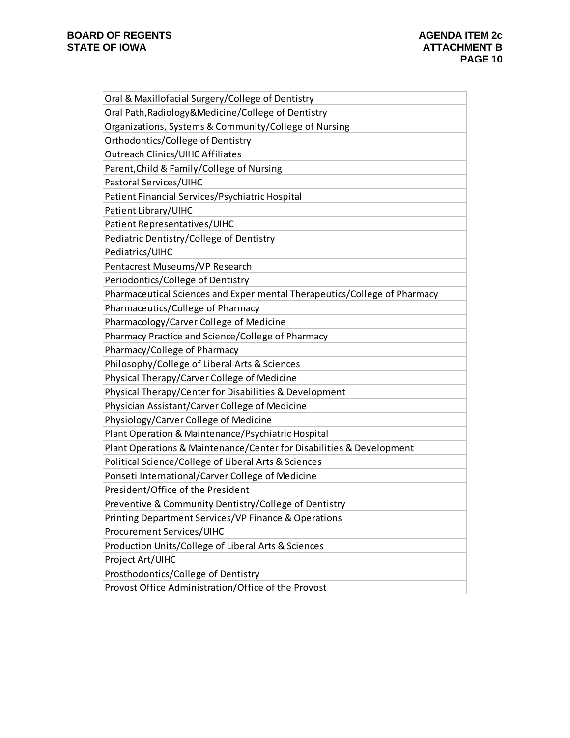| Oral & Maxillofacial Surgery/College of Dentistry |
|---|
| Oral Path,Radiology&Medicine/College of Dentistry |
| Organizations, Systems & Community/College of Nursing |
| Orthodontics/College of Dentistry |
| Outreach Clinics/UIHC Affiliates |
| Parent,Child & Family/College of Nursing |
| Pastoral Services/UIHC |
| Patient Financial Services/Psychiatric Hospital |
| Patient Library/UIHC |
| Patient Representatives/UIHC |
| Pediatric Dentistry/College of Dentistry |
| Pediatrics/UIHC |
| Pentacrest Museums/VP Research |
| Periodontics/College of Dentistry |
| Pharmaceutical Sciences and Experimental Therapeutics/College of Pharmacy |
| Pharmaceutics/College of Pharmacy |
| Pharmacology/Carver College of Medicine |
| Pharmacy Practice and Science/College of Pharmacy |
| Pharmacy/College of Pharmacy |
| Philosophy/College of Liberal Arts & Sciences |
| Physical Therapy/Carver College of Medicine |
| Physical Therapy/Center for Disabilities & Development |
| Physician Assistant/Carver College of Medicine |
| Physiology/Carver College of Medicine |
| Plant Operation & Maintenance/Psychiatric Hospital |
| Plant Operations & Maintenance/Center for Disabilities & Development |
| Political Science/College of Liberal Arts & Sciences |
| Ponseti International/Carver College of Medicine |
| President/Office of the President |
| Preventive & Community Dentistry/College of Dentistry |
| Printing Department Services/VP Finance & Operations |
| Procurement Services/UIHC |
| Production Units/College of Liberal Arts & Sciences |
| Project Art/UIHC |
| Prosthodontics/College of Dentistry |
| Provost Office Administration/Office of the Provost |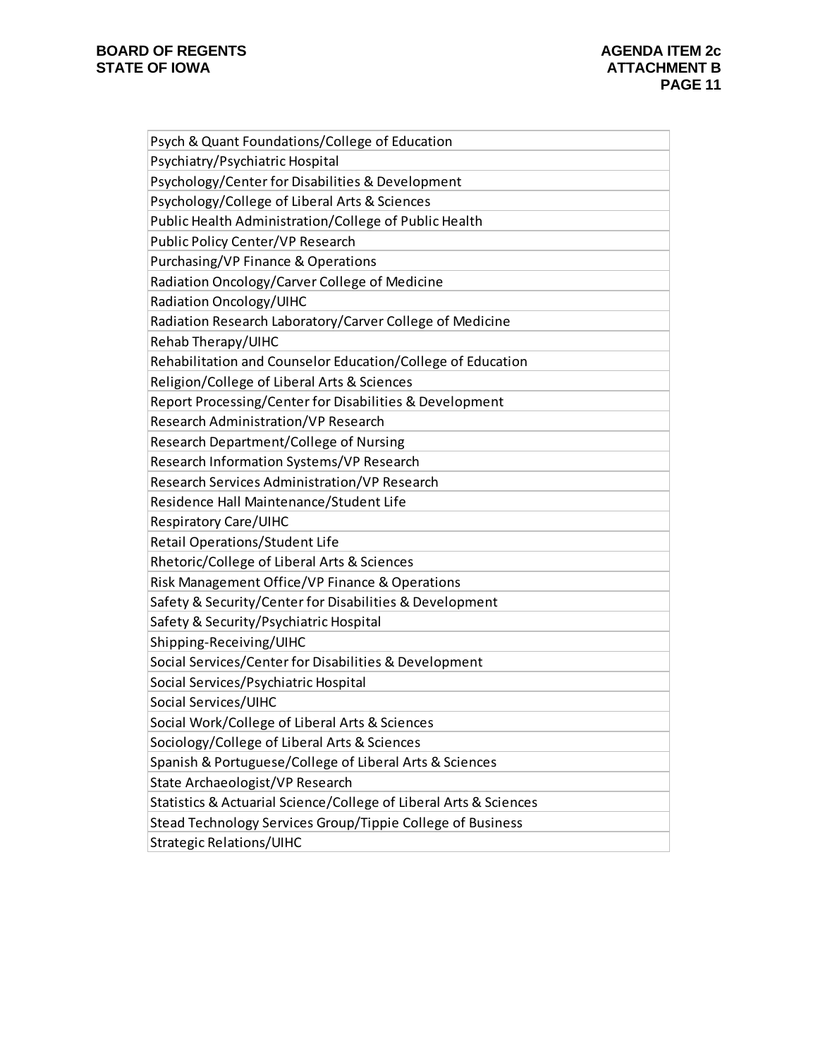| Psych & Quant Foundations/College of Education |
|---|
| Psychiatry/Psychiatric Hospital |
| Psychology/Center for Disabilities & Development |
| Psychology/College of Liberal Arts & Sciences |
| Public Health Administration/College of Public Health |
| Public Policy Center/VP Research |
| Purchasing/VP Finance & Operations |
| Radiation Oncology/Carver College of Medicine |
| Radiation Oncology/UIHC |
| Radiation Research Laboratory/Carver College of Medicine |
| Rehab Therapy/UIHC |
| Rehabilitation and Counselor Education/College of Education |
| Religion/College of Liberal Arts & Sciences |
| Report Processing/Center for Disabilities & Development |
| Research Administration/VP Research |
| Research Department/College of Nursing |
| Research Information Systems/VP Research |
| Research Services Administration/VP Research |
| Residence Hall Maintenance/Student Life |
| Respiratory Care/UIHC |
| Retail Operations/Student Life |
| Rhetoric/College of Liberal Arts & Sciences |
| Risk Management Office/VP Finance & Operations |
| Safety & Security/Center for Disabilities & Development |
| Safety & Security/Psychiatric Hospital |
| Shipping-Receiving/UIHC |
| Social Services/Center for Disabilities & Development |
| Social Services/Psychiatric Hospital |
| Social Services/UIHC |
| Social Work/College of Liberal Arts & Sciences |
| Sociology/College of Liberal Arts & Sciences |
| Spanish & Portuguese/College of Liberal Arts & Sciences |
| State Archaeologist/VP Research |
| Statistics & Actuarial Science/College of Liberal Arts & Sciences |
| Stead Technology Services Group/Tippie College of Business |
| Strategic Relations/UIHC |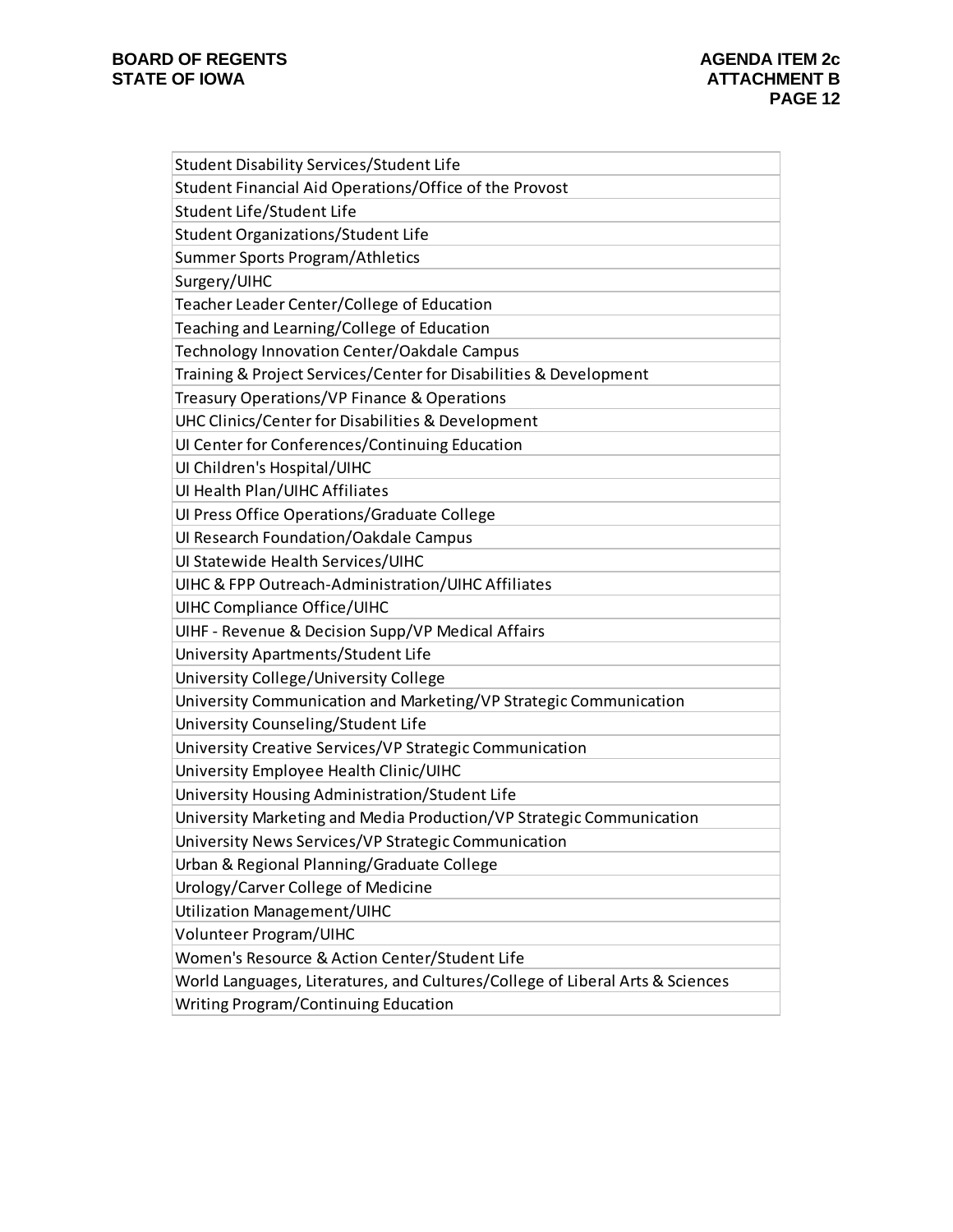| Student Disability Services/Student Life |
|---|
| Student Financial Aid Operations/Office of the Provost |
| Student Life/Student Life |
| Student Organizations/Student Life |
| Summer Sports Program/Athletics |
| Surgery/UIHC |
| Teacher Leader Center/College of Education |
| Teaching and Learning/College of Education |
| Technology Innovation Center/Oakdale Campus |
| Training & Project Services/Center for Disabilities & Development |
| Treasury Operations/VP Finance & Operations |
| UHC Clinics/Center for Disabilities & Development |
| UI Center for Conferences/Continuing Education |
| UI Children's Hospital/UIHC |
| UI Health Plan/UIHC Affiliates |
| UI Press Office Operations/Graduate College |
| UI Research Foundation/Oakdale Campus |
| UI Statewide Health Services/UIHC |
| UIHC & FPP Outreach-Administration/UIHC Affiliates |
| UIHC Compliance Office/UIHC |
| UIHF - Revenue & Decision Supp/VP Medical Affairs |
| University Apartments/Student Life |
| University College/University College |
| University Communication and Marketing/VP Strategic Communication |
| University Counseling/Student Life |
| University Creative Services/VP Strategic Communication |
| University Employee Health Clinic/UIHC |
| University Housing Administration/Student Life |
| University Marketing and Media Production/VP Strategic Communication |
| University News Services/VP Strategic Communication |
| Urban & Regional Planning/Graduate College |
| Urology/Carver College of Medicine |
| Utilization Management/UIHC |
| Volunteer Program/UIHC |
| Women's Resource & Action Center/Student Life |
| World Languages, Literatures, and Cultures/College of Liberal Arts & Sciences |
| Writing Program/Continuing Education |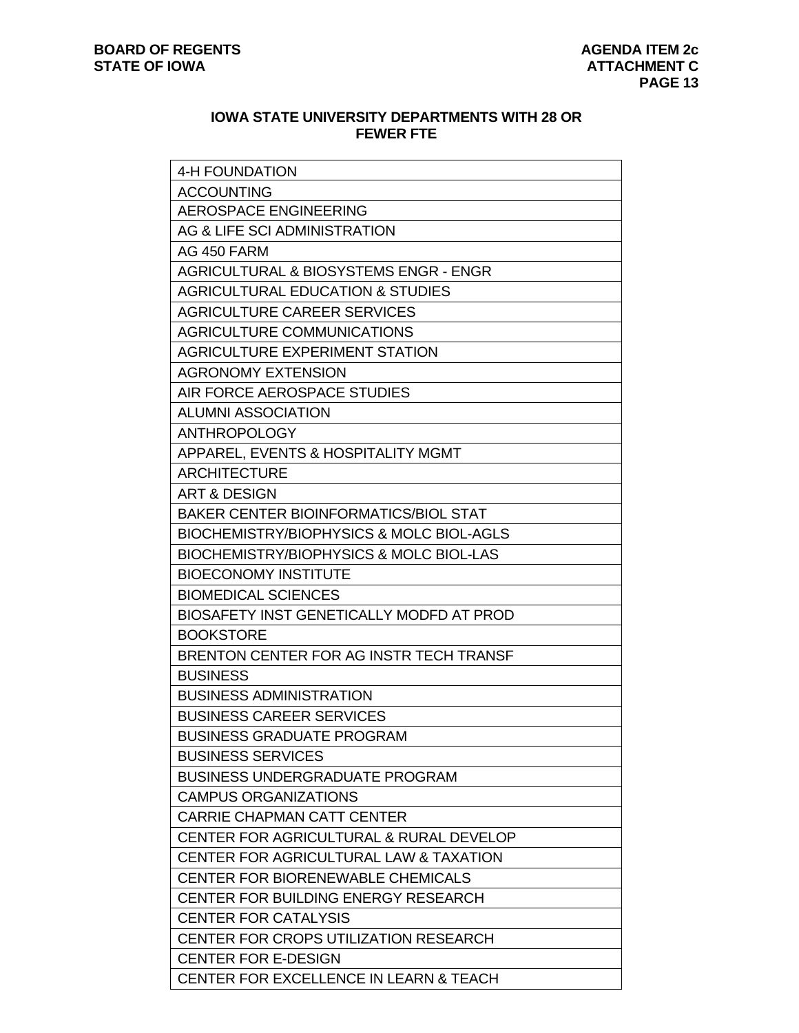## IOWA STATE UNIVERSITY DEPARTMENTS WITH 28 OR FEWER FTE

| |
|---|
| 4-H FOUNDATION |
| ACCOUNTING |
| AEROSPACE ENGINEERING |
| AG & LIFE SCI ADMINISTRATION |
| AG 450 FARM |
| AGRICULTURAL & BIOSYSTEMS ENGR - ENGR |
| AGRICULTURAL EDUCATION & STUDIES |
| AGRICULTURE CAREER SERVICES |
| AGRICULTURE COMMUNICATIONS |
| AGRICULTURE EXPERIMENT STATION |
| AGRONOMY EXTENSION |
| AIR FORCE AEROSPACE STUDIES |
| ALUMNI ASSOCIATION |
| ANTHROPOLOGY |
| APPAREL, EVENTS & HOSPITALITY MGMT |
| ARCHITECTURE |
| ART & DESIGN |
| BAKER CENTER BIOINFORMATICS/BIOL STAT |
| BIOCHEMISTRY/BIOPHYSICS & MOLC BIOL-AGLS |
| BIOCHEMISTRY/BIOPHYSICS & MOLC BIOL-LAS |
| BIOECONOMY INSTITUTE |
| BIOMEDICAL SCIENCES |
| BIOSAFETY INST GENETICALLY MODFD AT PROD |
| BOOKSTORE |
| BRENTON CENTER FOR AG INSTR TECH TRANSF |
| BUSINESS |
| BUSINESS ADMINISTRATION |
| BUSINESS CAREER SERVICES |
| BUSINESS GRADUATE PROGRAM |
| BUSINESS SERVICES |
| BUSINESS UNDERGRADUATE PROGRAM |
| CAMPUS ORGANIZATIONS |
| CARRIE CHAPMAN CATT CENTER |
| CENTER FOR AGRICULTURAL & RURAL DEVELOP |
| CENTER FOR AGRICULTURAL LAW & TAXATION |
| CENTER FOR BIORENEWABLE CHEMICALS |
| CENTER FOR BUILDING ENERGY RESEARCH |
| CENTER FOR CATALYSIS |
| CENTER FOR CROPS UTILIZATION RESEARCH |
| CENTER FOR E-DESIGN |
| CENTER FOR EXCELLENCE IN LEARN & TEACH |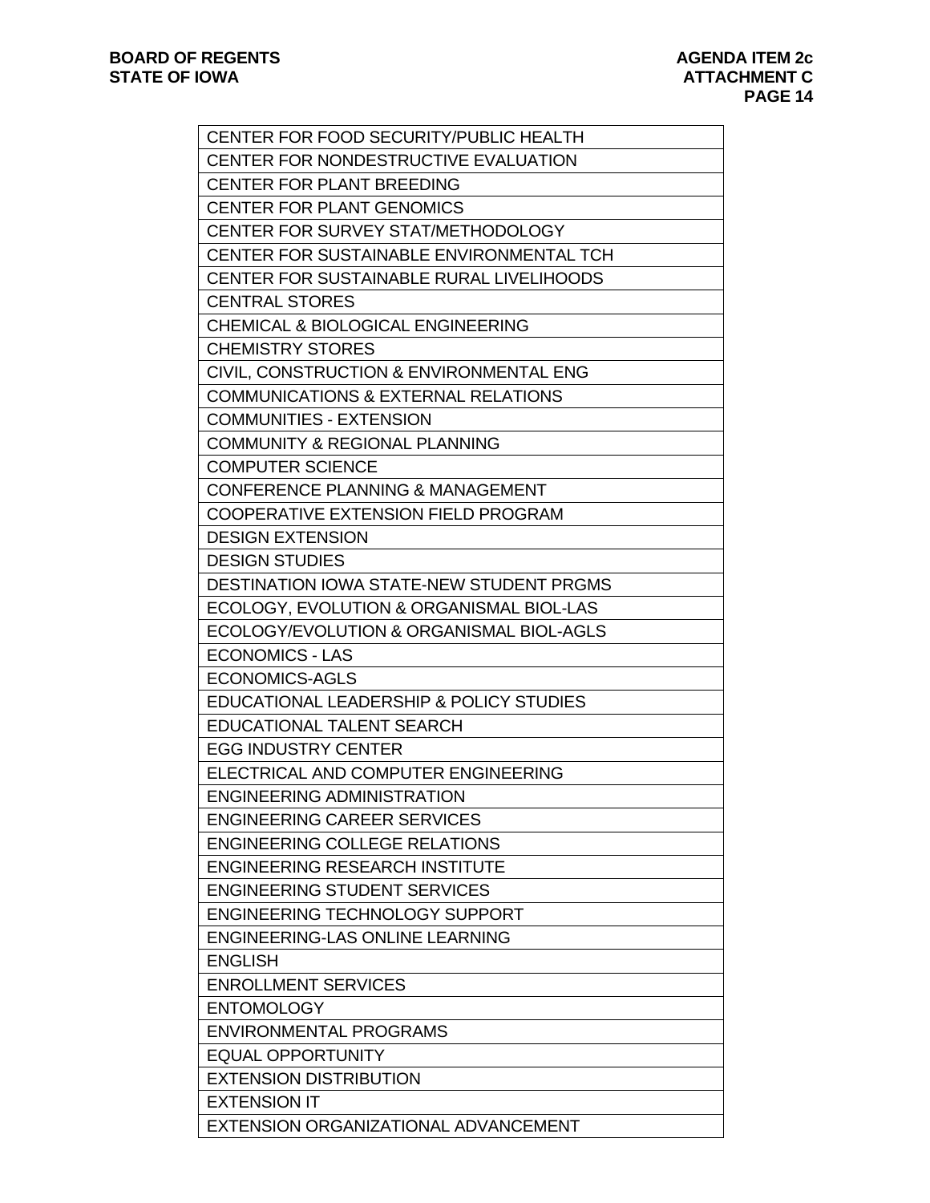| CENTER FOR FOOD SECURITY/PUBLIC HEALTH |
|---|
| CENTER FOR NONDESTRUCTIVE EVALUATION |
| CENTER FOR PLANT BREEDING |
| CENTER FOR PLANT GENOMICS |
| CENTER FOR SURVEY STAT/METHODOLOGY |
| CENTER FOR SUSTAINABLE ENVIRONMENTAL TCH |
| CENTER FOR SUSTAINABLE RURAL LIVELIHOODS |
| CENTRAL STORES |
| CHEMICAL & BIOLOGICAL ENGINEERING |
| CHEMISTRY STORES |
| CIVIL, CONSTRUCTION & ENVIRONMENTAL ENG |
| COMMUNICATIONS & EXTERNAL RELATIONS |
| COMMUNITIES - EXTENSION |
| COMMUNITY & REGIONAL PLANNING |
| COMPUTER SCIENCE |
| CONFERENCE PLANNING & MANAGEMENT |
| COOPERATIVE EXTENSION FIELD PROGRAM |
| DESIGN EXTENSION |
| DESIGN STUDIES |
| DESTINATION IOWA STATE-NEW STUDENT PRGMS |
| ECOLOGY, EVOLUTION & ORGANISMAL BIOL-LAS |
| ECOLOGY/EVOLUTION & ORGANISMAL BIOL-AGLS |
| ECONOMICS - LAS |
| ECONOMICS-AGLS |
| EDUCATIONAL LEADERSHIP & POLICY STUDIES |
| EDUCATIONAL TALENT SEARCH |
| EGG INDUSTRY CENTER |
| ELECTRICAL AND COMPUTER ENGINEERING |
| ENGINEERING ADMINISTRATION |
| ENGINEERING CAREER SERVICES |
| ENGINEERING COLLEGE RELATIONS |
| ENGINEERING RESEARCH INSTITUTE |
| ENGINEERING STUDENT SERVICES |
| ENGINEERING TECHNOLOGY SUPPORT |
| ENGINEERING-LAS ONLINE LEARNING |
| ENGLISH |
| ENROLLMENT SERVICES |
| ENTOMOLOGY |
| ENVIRONMENTAL PROGRAMS |
| EQUAL OPPORTUNITY |
| EXTENSION DISTRIBUTION |
| EXTENSION IT |
| EXTENSION ORGANIZATIONAL ADVANCEMENT |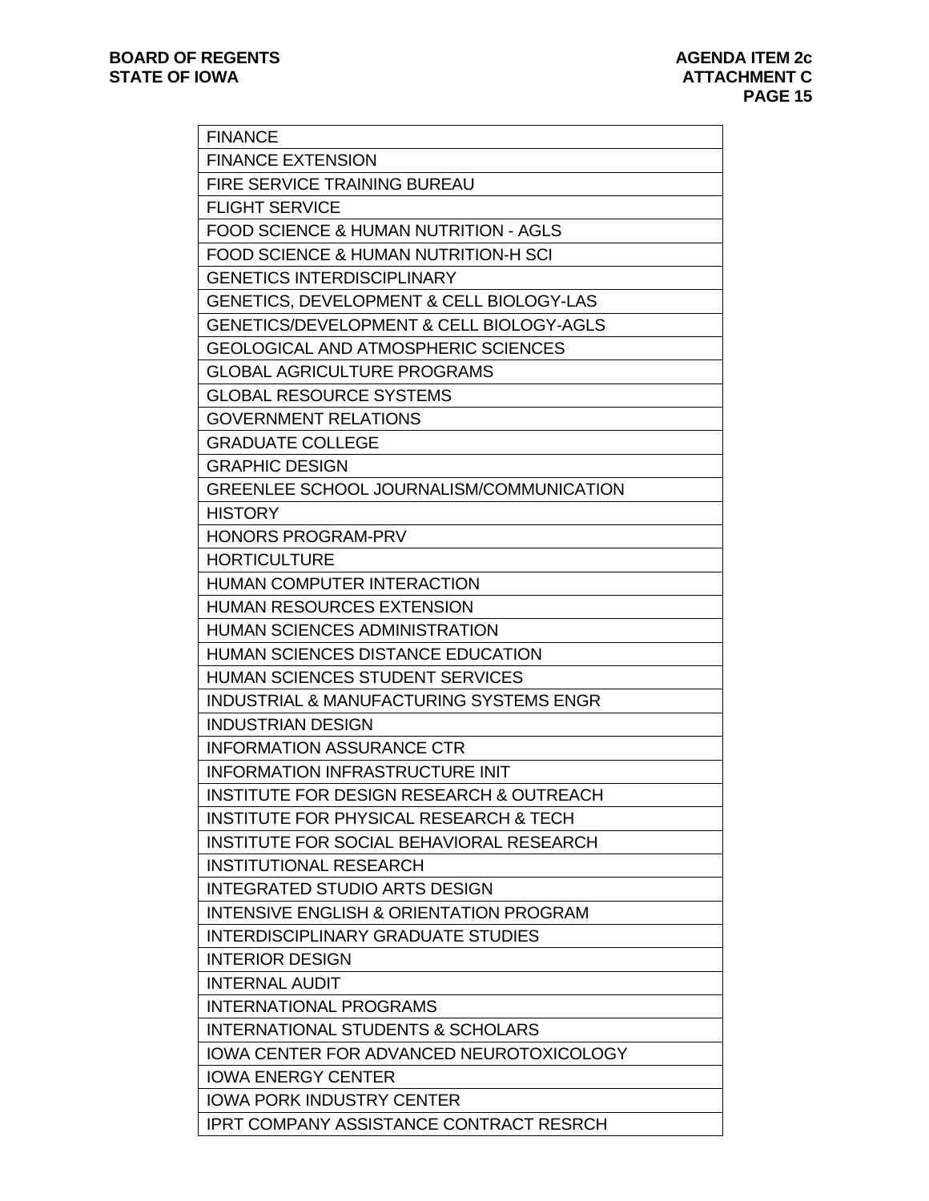| FINANCE |
|---|
| FINANCE EXTENSION |
| FIRE SERVICE TRAINING BUREAU |
| FLIGHT SERVICE |
| FOOD SCIENCE & HUMAN NUTRITION - AGLS |
| FOOD SCIENCE & HUMAN NUTRITION-H SCI |
| GENETICS INTERDISCIPLINARY |
| GENETICS, DEVELOPMENT & CELL BIOLOGY-LAS |
| GENETICS/DEVELOPMENT & CELL BIOLOGY-AGLS |
| GEOLOGICAL AND ATMOSPHERIC SCIENCES |
| GLOBAL AGRICULTURE PROGRAMS |
| GLOBAL RESOURCE SYSTEMS |
| GOVERNMENT RELATIONS |
| GRADUATE COLLEGE |
| GRAPHIC DESIGN |
| GREENLEE SCHOOL JOURNALISM/COMMUNICATION |
| HISTORY |
| HONORS PROGRAM-PRV |
| HORTICULTURE |
| HUMAN COMPUTER INTERACTION |
| HUMAN RESOURCES EXTENSION |
| HUMAN SCIENCES ADMINISTRATION |
| HUMAN SCIENCES DISTANCE EDUCATION |
| HUMAN SCIENCES STUDENT SERVICES |
| INDUSTRIAL & MANUFACTURING SYSTEMS ENGR |
| INDUSTRIAN DESIGN |
| INFORMATION ASSURANCE CTR |
| INFORMATION INFRASTRUCTURE INIT |
| INSTITUTE FOR DESIGN RESEARCH & OUTREACH |
| INSTITUTE FOR PHYSICAL RESEARCH & TECH |
| INSTITUTE FOR SOCIAL BEHAVIORAL RESEARCH |
| INSTITUTIONAL RESEARCH |
| INTEGRATED STUDIO ARTS DESIGN |
| INTENSIVE ENGLISH & ORIENTATION PROGRAM |
| INTERDISCIPLINARY GRADUATE STUDIES |
| INTERIOR DESIGN |
| INTERNAL AUDIT |
| INTERNATIONAL PROGRAMS |
| INTERNATIONAL STUDENTS & SCHOLARS |
| IOWA CENTER FOR ADVANCED NEUROTOXICOLOGY |
| IOWA ENERGY CENTER |
| IOWA PORK INDUSTRY CENTER |
| IPRT COMPANY ASSISTANCE CONTRACT RESRCH |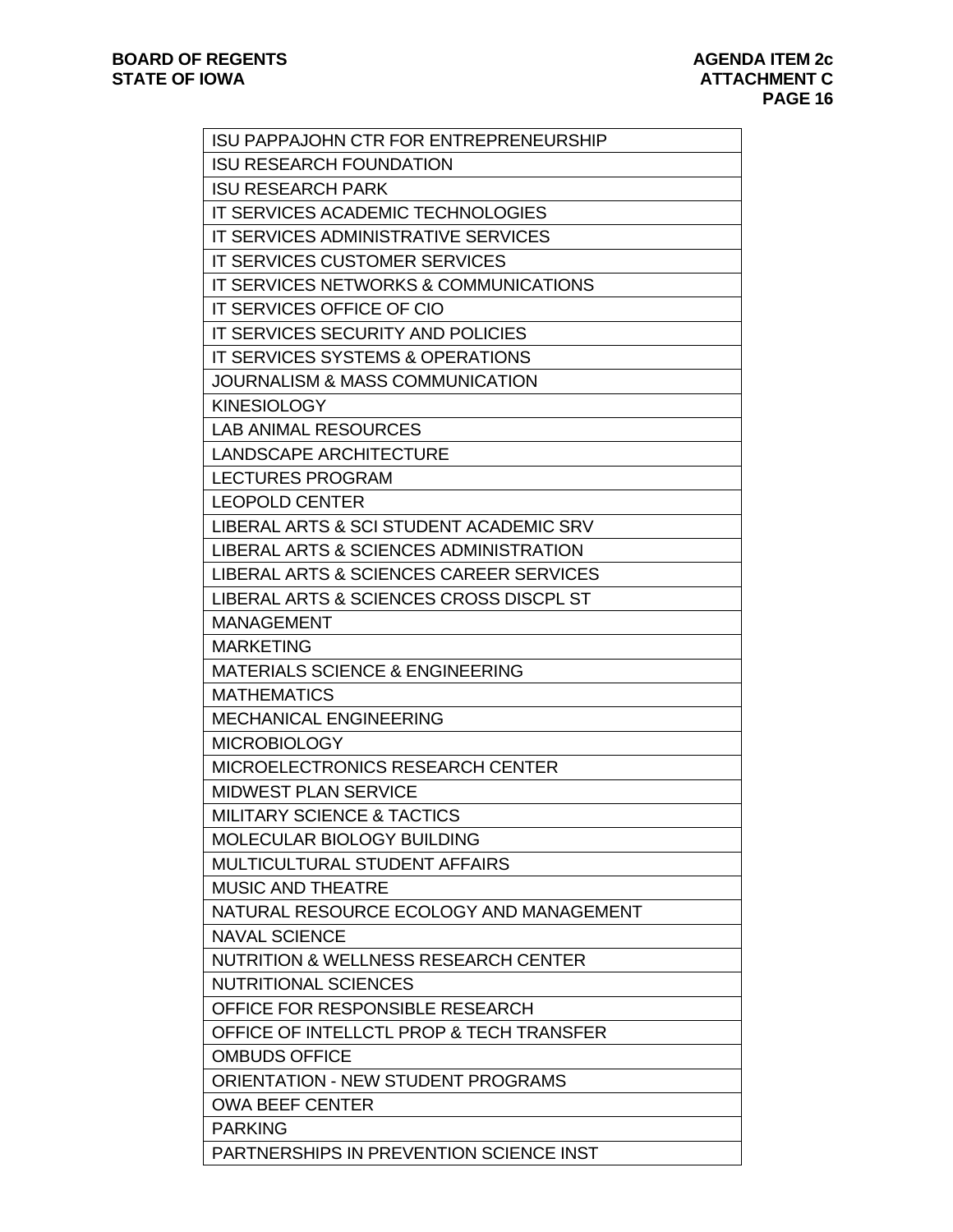| ISU PAPPAJOHN CTR FOR ENTREPRENEURSHIP |
|---|
| ISU RESEARCH FOUNDATION |
| ISU RESEARCH PARK |
| IT SERVICES ACADEMIC TECHNOLOGIES |
| IT SERVICES ADMINISTRATIVE SERVICES |
| IT SERVICES CUSTOMER SERVICES |
| IT SERVICES NETWORKS & COMMUNICATIONS |
| IT SERVICES OFFICE OF CIO |
| IT SERVICES SECURITY AND POLICIES |
| IT SERVICES SYSTEMS & OPERATIONS |
| JOURNALISM & MASS COMMUNICATION |
| KINESIOLOGY |
| LAB ANIMAL RESOURCES |
| LANDSCAPE ARCHITECTURE |
| LECTURES PROGRAM |
| LEOPOLD CENTER |
| LIBERAL ARTS & SCI STUDENT ACADEMIC SRV |
| LIBERAL ARTS & SCIENCES ADMINISTRATION |
| LIBERAL ARTS & SCIENCES CAREER SERVICES |
| LIBERAL ARTS & SCIENCES CROSS DISCPL ST |
| MANAGEMENT |
| MARKETING |
| MATERIALS SCIENCE & ENGINEERING |
| MATHEMATICS |
| MECHANICAL ENGINEERING |
| MICROBIOLOGY |
| MICROELECTRONICS RESEARCH CENTER |
| MIDWEST PLAN SERVICE |
| MILITARY SCIENCE & TACTICS |
| MOLECULAR BIOLOGY BUILDING |
| MULTICULTURAL STUDENT AFFAIRS |
| MUSIC AND THEATRE |
| NATURAL RESOURCE ECOLOGY AND MANAGEMENT |
| NAVAL SCIENCE |
| NUTRITION & WELLNESS RESEARCH CENTER |
| NUTRITIONAL SCIENCES |
| OFFICE FOR RESPONSIBLE RESEARCH |
| OFFICE OF INTELLCTL PROP & TECH TRANSFER |
| OMBUDS OFFICE |
| ORIENTATION - NEW STUDENT PROGRAMS |
| OWA BEEF CENTER |
| PARKING |
| PARTNERSHIPS IN PREVENTION SCIENCE INST |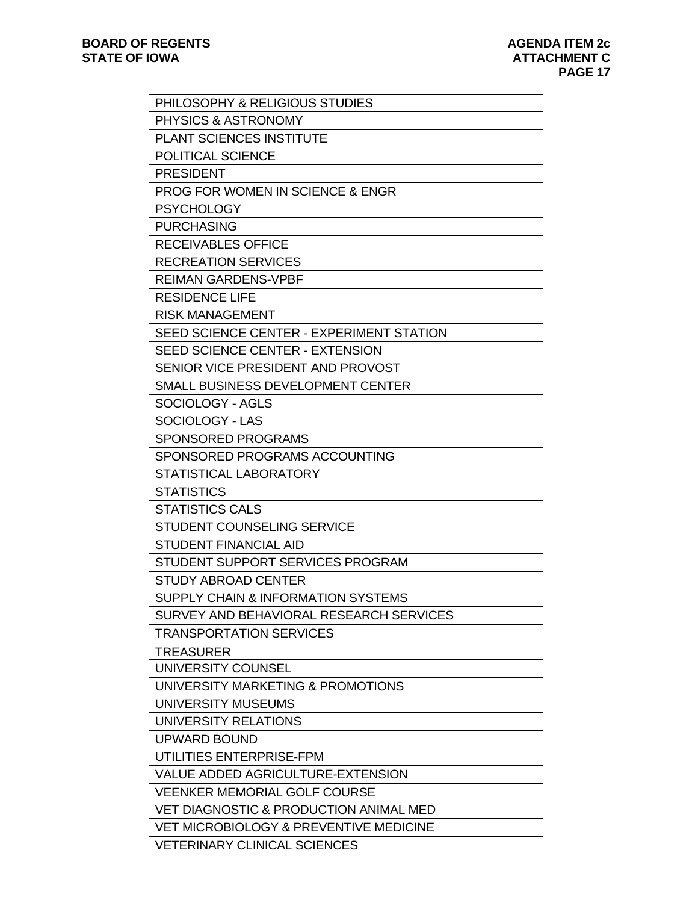| PHILOSOPHY & RELIGIOUS STUDIES |
|---|
| PHYSICS & ASTRONOMY |
| PLANT SCIENCES INSTITUTE |
| POLITICAL SCIENCE |
| PRESIDENT |
| PROG FOR WOMEN IN SCIENCE & ENGR |
| PSYCHOLOGY |
| PURCHASING |
| RECEIVABLES OFFICE |
| RECREATION SERVICES |
| REIMAN GARDENS-VPBF |
| RESIDENCE LIFE |
| RISK MANAGEMENT |
| SEED SCIENCE CENTER - EXPERIMENT STATION |
| SEED SCIENCE CENTER - EXTENSION |
| SENIOR VICE PRESIDENT AND PROVOST |
| SMALL BUSINESS DEVELOPMENT CENTER |
| SOCIOLOGY - AGLS |
| SOCIOLOGY - LAS |
| SPONSORED PROGRAMS |
| SPONSORED PROGRAMS ACCOUNTING |
| STATISTICAL LABORATORY |
| STATISTICS |
| STATISTICS CALS |
| STUDENT COUNSELING SERVICE |
| STUDENT FINANCIAL AID |
| STUDENT SUPPORT SERVICES PROGRAM |
| STUDY ABROAD CENTER |
| SUPPLY CHAIN & INFORMATION SYSTEMS |
| SURVEY AND BEHAVIORAL RESEARCH SERVICES |
| TRANSPORTATION SERVICES |
| TREASURER |
| UNIVERSITY COUNSEL |
| UNIVERSITY MARKETING & PROMOTIONS |
| UNIVERSITY MUSEUMS |
| UNIVERSITY RELATIONS |
| UPWARD BOUND |
| UTILITIES ENTERPRISE-FPM |
| VALUE ADDED AGRICULTURE-EXTENSION |
| VEENKER MEMORIAL GOLF COURSE |
| VET DIAGNOSTIC & PRODUCTION ANIMAL MED |
| VET MICROBIOLOGY & PREVENTIVE MEDICINE |
| VETERINARY CLINICAL SCIENCES |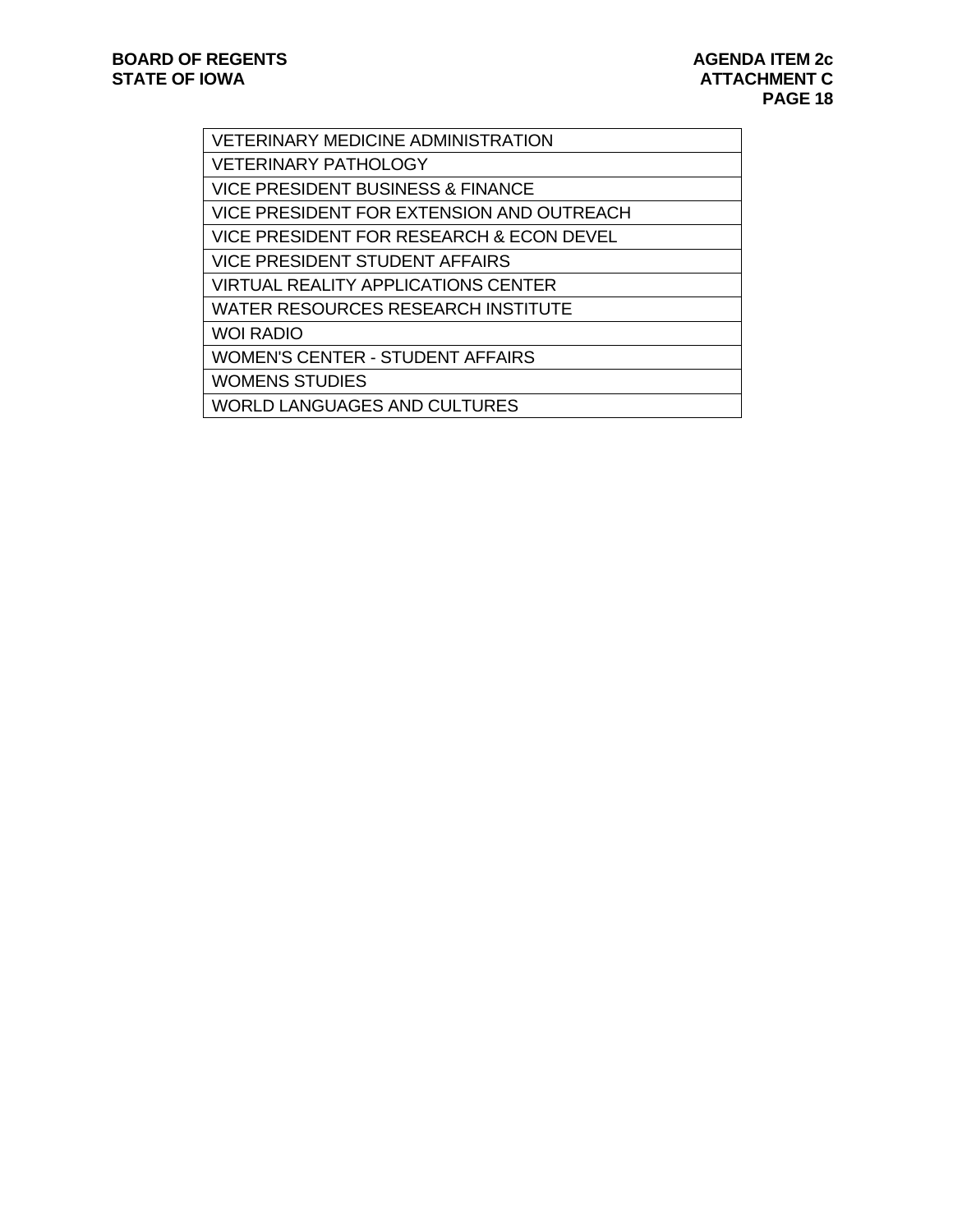| VETERINARY MEDICINE ADMINISTRATION |
| --- |
| VETERINARY PATHOLOGY |
| VICE PRESIDENT BUSINESS & FINANCE |
| VICE PRESIDENT FOR EXTENSION AND OUTREACH |
| VICE PRESIDENT FOR RESEARCH & ECON DEVEL |
| VICE PRESIDENT STUDENT AFFAIRS |
| VIRTUAL REALITY APPLICATIONS CENTER |
| WATER RESOURCES RESEARCH INSTITUTE |
| WOI RADIO |
| WOMEN'S CENTER - STUDENT AFFAIRS |
| WOMENS STUDIES |
| WORLD LANGUAGES AND CULTURES |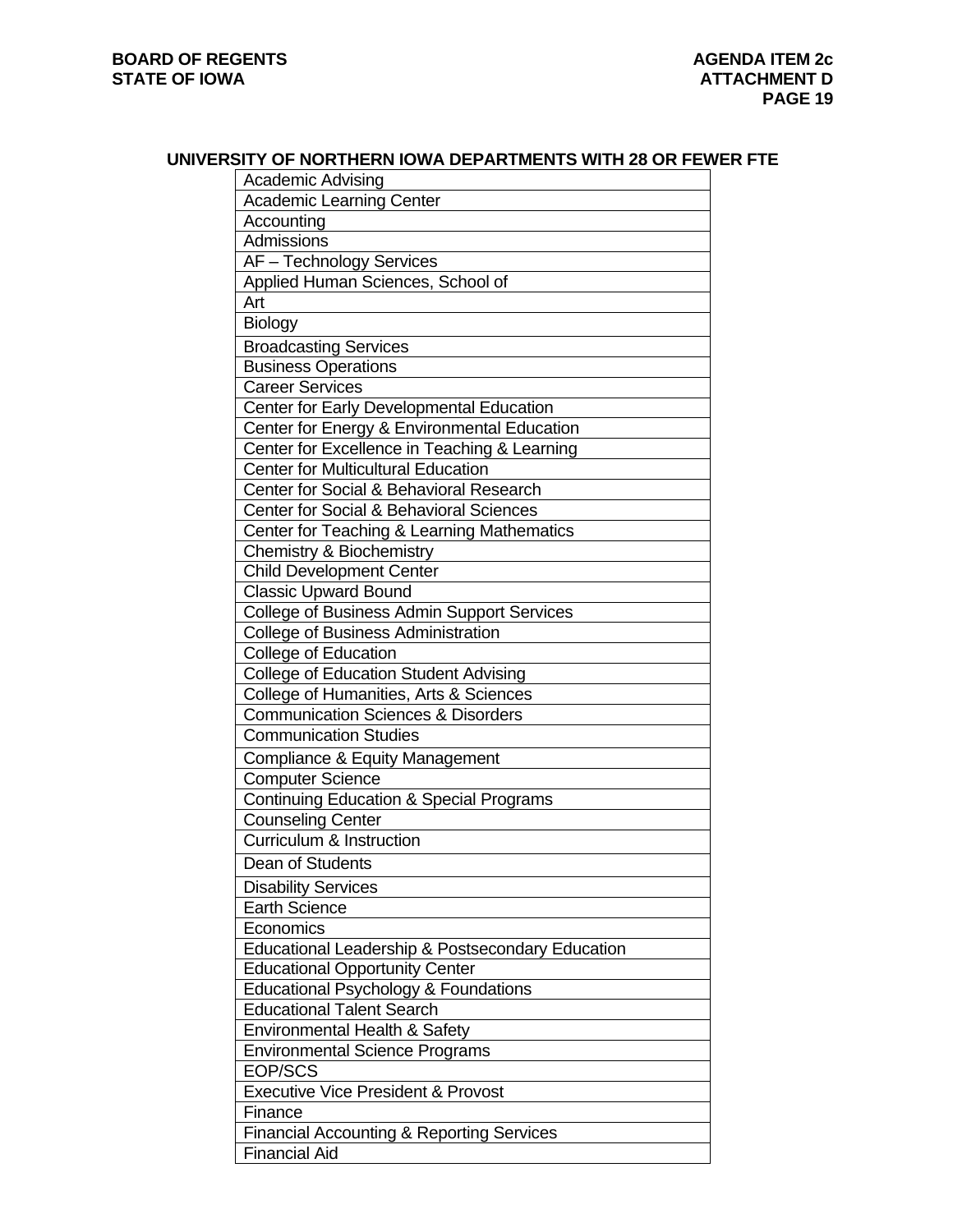## UNIVERSITY OF NORTHERN IOWA DEPARTMENTS WITH 28 OR FEWER FTE

| Academic Advising |
|---|
| Academic Learning Center |
| Accounting |
| Admissions |
| AF – Technology Services |
| Applied Human Sciences, School of |
| Art |
| Biology |
| Broadcasting Services |
| Business Operations |
| Career Services |
| Center for Early Developmental Education |
| Center for Energy & Environmental Education |
| Center for Excellence in Teaching & Learning |
| Center for Multicultural Education |
| Center for Social & Behavioral Research |
| Center for Social & Behavioral Sciences |
| Center for Teaching & Learning Mathematics |
| Chemistry & Biochemistry |
| Child Development Center |
| Classic Upward Bound |
| College of Business Admin Support Services |
| College of Business Administration |
| College of Education |
| College of Education Student Advising |
| College of Humanities, Arts & Sciences |
| Communication Sciences & Disorders |
| Communication Studies |
| Compliance & Equity Management |
| Computer Science |
| Continuing Education & Special Programs |
| Counseling Center |
| Curriculum & Instruction |
| Dean of Students |
| Disability Services |
| Earth Science |
| Economics |
| Educational Leadership & Postsecondary Education |
| Educational Opportunity Center |
| Educational Psychology & Foundations |
| Educational Talent Search |
| Environmental Health & Safety |
| Environmental Science Programs |
| EOP/SCS |
| Executive Vice President & Provost |
| Finance |
| Financial Accounting & Reporting Services |
| Financial Aid |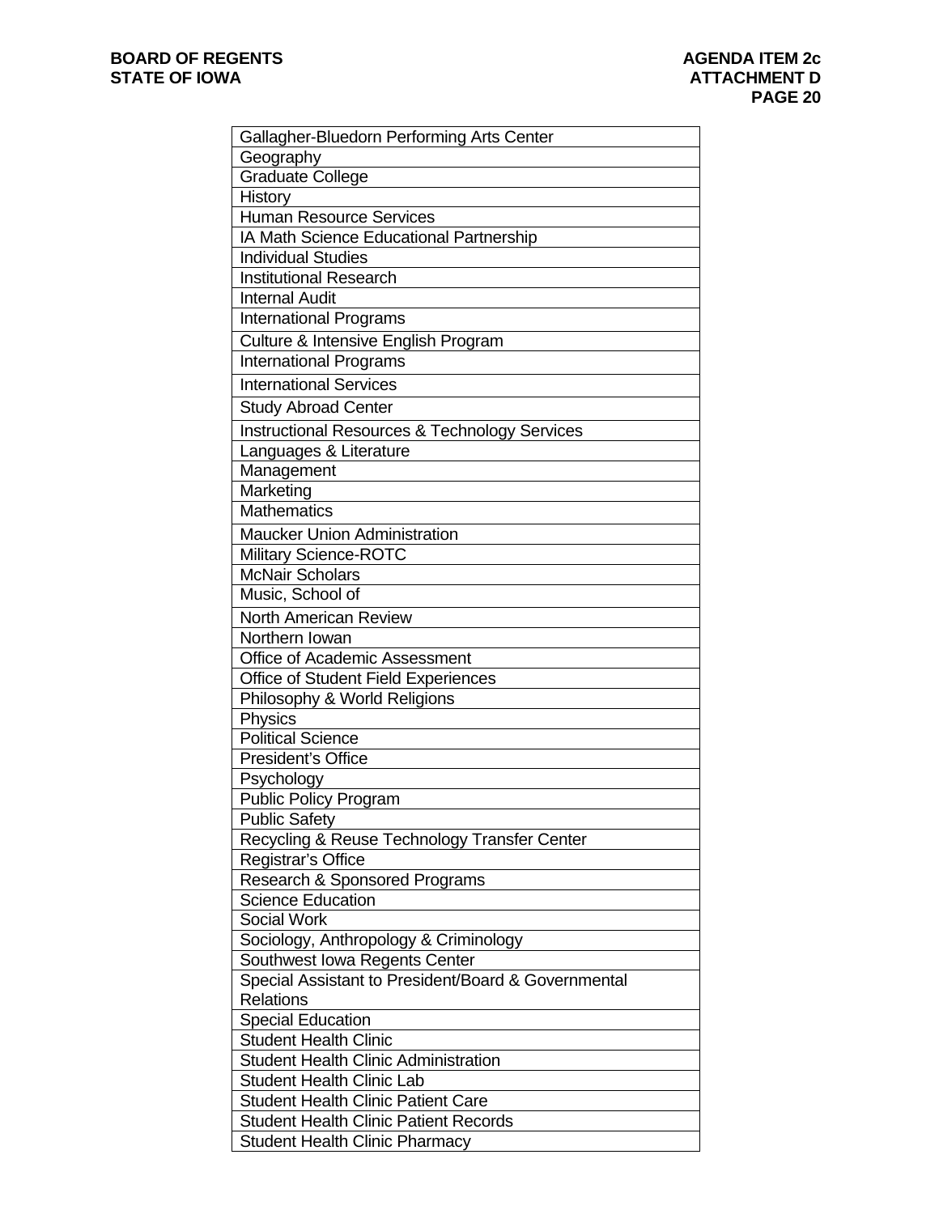| Gallagher-Bluedorn Performing Arts Center |
|---|
| Geography |
| Graduate College |
| History |
| Human Resource Services |
| IA Math Science Educational Partnership |
| Individual Studies |
| Institutional Research |
| Internal Audit |
| International Programs |
| Culture & Intensive English Program |
| International Programs |
| International Services |
| Study Abroad Center |
| Instructional Resources & Technology Services |
| Languages & Literature |
| Management |
| Marketing |
| Mathematics |
| Maucker Union Administration |
| Military Science-ROTC |
| McNair Scholars |
| Music, School of |
| North American Review |
| Northern Iowan |
| Office of Academic Assessment |
| Office of Student Field Experiences |
| Philosophy & World Religions |
| Physics |
| Political Science |
| President's Office |
| Psychology |
| Public Policy Program |
| Public Safety |
| Recycling & Reuse Technology Transfer Center |
| Registrar's Office |
| Research & Sponsored Programs |
| Science Education |
| Social Work |
| Sociology, Anthropology & Criminology |
| Southwest Iowa Regents Center |
| Special Assistant to President/Board & Governmental Relations |
| Special Education |
| Student Health Clinic |
| Student Health Clinic Administration |
| Student Health Clinic Lab |
| Student Health Clinic Patient Care |
| Student Health Clinic Patient Records |
| Student Health Clinic Pharmacy |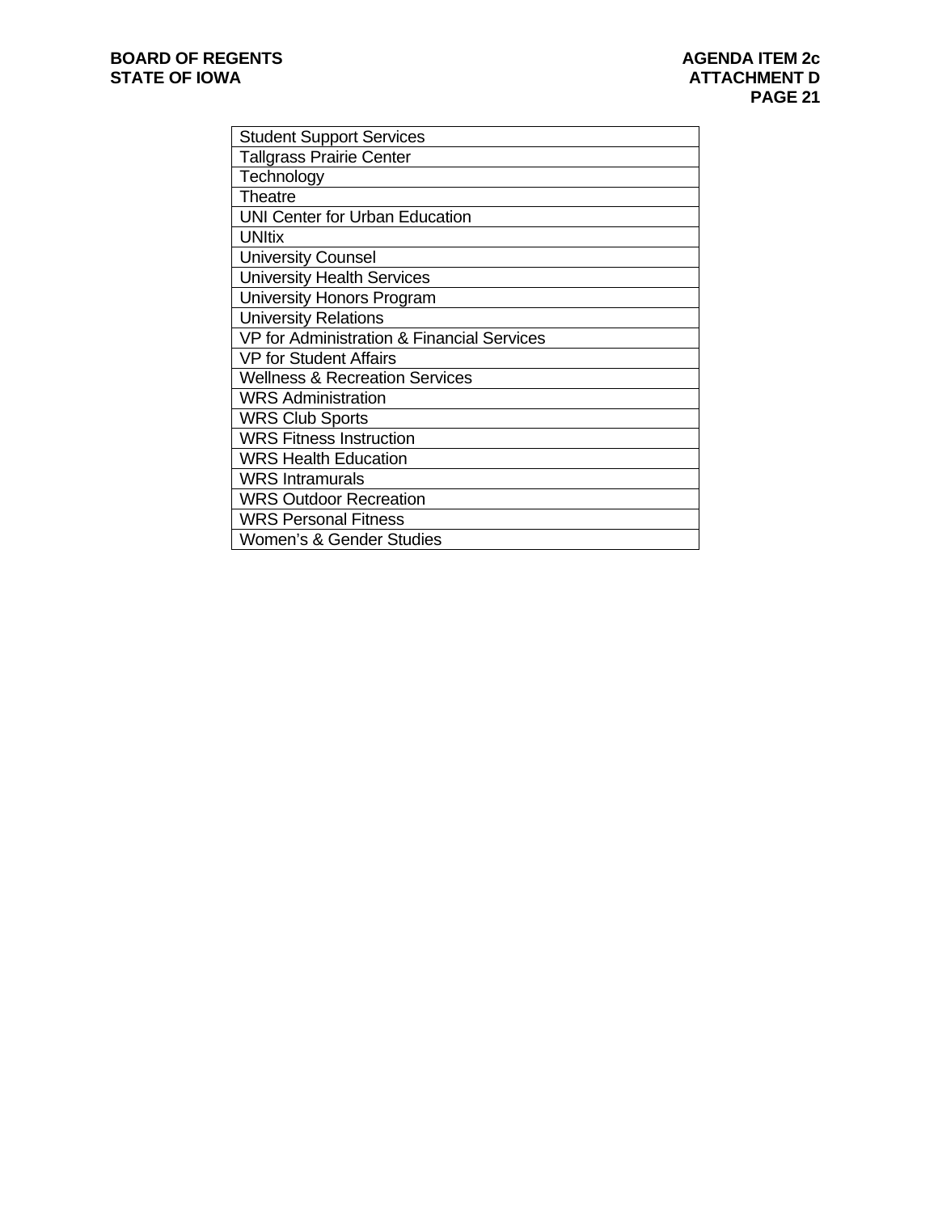| |
|---|
| Student Support Services |
| Tallgrass Prairie Center |
| Technology |
| Theatre |
| UNI Center for Urban Education |
| UNItix |
| University Counsel |
| University Health Services |
| University Honors Program |
| University Relations |
| VP for Administration & Financial Services |
| VP for Student Affairs |
| Wellness & Recreation Services |
| WRS Administration |
| WRS Club Sports |
| WRS Fitness Instruction |
| WRS Health Education |
| WRS Intramurals |
| WRS Outdoor Recreation |
| WRS Personal Fitness |
| Women's & Gender Studies |